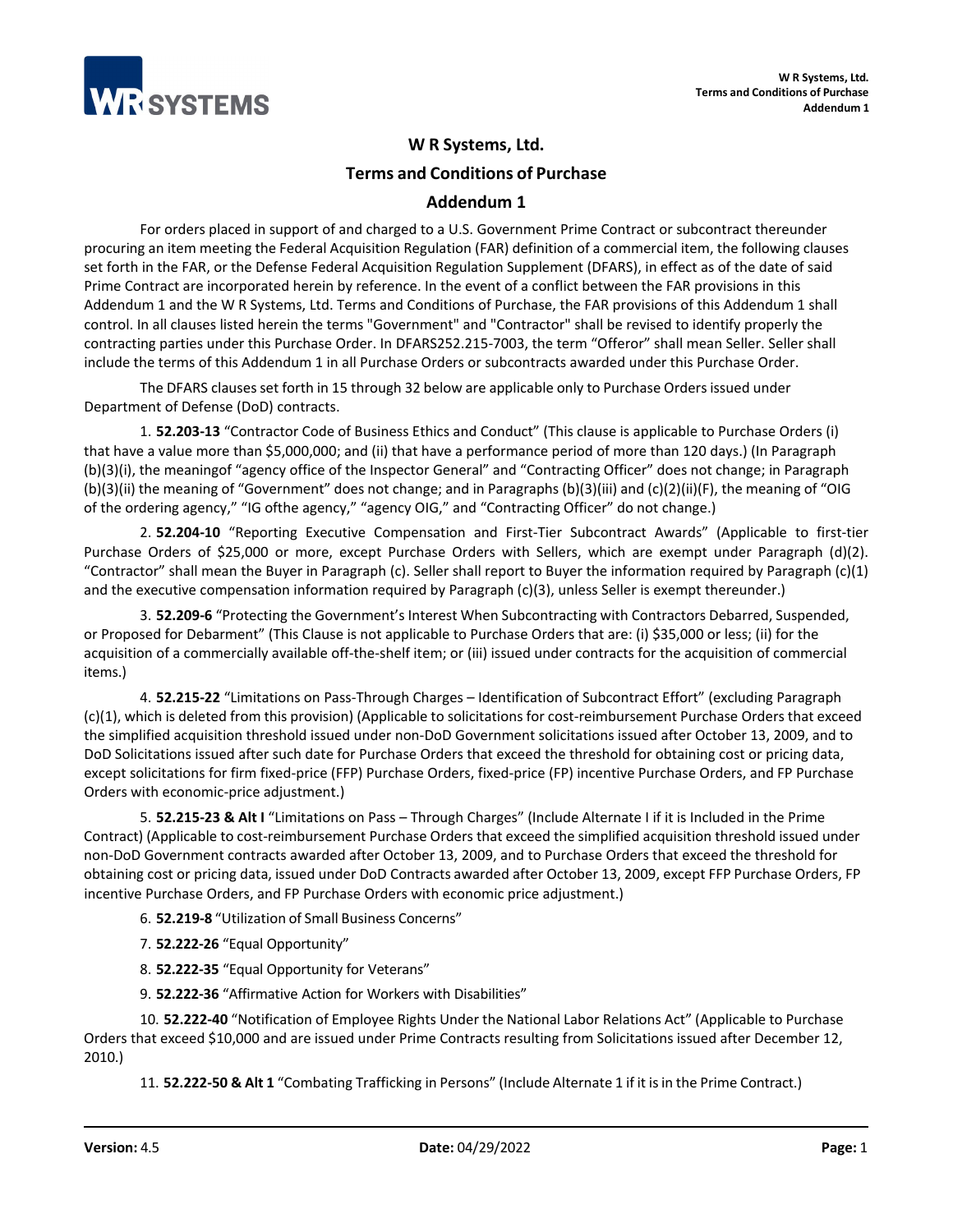# W R Systems, Ltd.

## Terms and Conditions of Purchase

## Addendum 1

For orders placed in support of and charged to a U.S. Government Prime Contract or subcontract thereunder procuring an item meeting the Federal Acquisition Regulation (FAR) definition of a commercial item, the following clauses set forth in the FAR, or the Defense Federal Acquisition Regulation Supplement (DFARS), in effect as of the date of said Prime Contract are incorporated herein by reference. In the event of a conflict between the FAR provisions in this Addendum 1 and the W R Systems, Ltd. Terms and Conditions of Purchase, the FAR provisions of this Addendum 1 shall control. In all clauses listed herein the terms "Government" and "Contractor" shall be revised to identify properly the contracting parties under this Purchase Order. In DFARS252.215-7003, the term “Offeror” shall mean Seller. Seller shall include the terms of this Addendum 1 in all Purchase Orders or subcontracts awarded under this Purchase Order.

The DFARS clauses set forth in 15 through 32 below are applicable only to Purchase Orders issued under Department of Defense (DoD) contracts.

1. **52.203-13** “Contractor Code of Business Ethics and Conduct” (This clause is applicable to Purchase Orders (i) that have a value more than $5,000,000; and (ii) that have a performance period of more than 120 days.) (In Paragraph (b)(3)(i), the meaningof “agency office of the Inspector General” and “Contracting Officer” does not change; in Paragraph (b)(3)(ii) the meaning of “Government” does not change; and in Paragraphs (b)(3)(iii) and (c)(2)(ii)(F), the meaning of “OIG of the ordering agency,” “IG ofthe agency,” “agency OIG,” and “Contracting Officer” do not change.)

2. **52.204-10** “Reporting Executive Compensation and First-Tier Subcontract Awards” (Applicable to first-tier Purchase Orders of $25,000 or more, except Purchase Orders with Sellers, which are exempt under Paragraph (d)(2). “Contractor” shall mean the Buyer in Paragraph (c). Seller shall report to Buyer the information required by Paragraph (c)(1) and the executive compensation information required by Paragraph (c)(3), unless Seller is exempt thereunder.)

3. **52.209-6** “Protecting the Government’s Interest When Subcontracting with Contractors Debarred, Suspended, or Proposed for Debarment” (This Clause is not applicable to Purchase Orders that are: (i) $35,000 or less; (ii) for the acquisition of a commercially available off-the-shelf item; or (iii) issued under contracts for the acquisition of commercial items.)

4. **52.215-22** “Limitations on Pass-Through Charges – Identification of Subcontract Effort” (excluding Paragraph (c)(1), which is deleted from this provision) (Applicable to solicitations for cost-reimbursement Purchase Orders that exceed the simplified acquisition threshold issued under non-DoD Government solicitations issued after October 13, 2009, and to DoD Solicitations issued after such date for Purchase Orders that exceed the threshold for obtaining cost or pricing data, except solicitations for firm fixed-price (FFP) Purchase Orders, fixed-price (FP) incentive Purchase Orders, and FP Purchase Orders with economic-price adjustment.)

5. **52.215-23 & Alt I** “Limitations on Pass – Through Charges” (Include Alternate I if it is Included in the Prime Contract) (Applicable to cost-reimbursement Purchase Orders that exceed the simplified acquisition threshold issued under non-DoD Government contracts awarded after October 13, 2009, and to Purchase Orders that exceed the threshold for obtaining cost or pricing data, issued under DoD Contracts awarded after October 13, 2009, except FFP Purchase Orders, FP incentive Purchase Orders, and FP Purchase Orders with economic price adjustment.)

6. **52.219-8** “Utilization of Small Business Concerns”

7. **52.222-26** “Equal Opportunity”

8. **52.222-35** “Equal Opportunity for Veterans”

9. **52.222-36** “Affirmative Action for Workers with Disabilities”

10. **52.222-40** “Notification of Employee Rights Under the National Labor Relations Act” (Applicable to Purchase Orders that exceed $10,000 and are issued under Prime Contracts resulting from Solicitations issued after December 12, 2010.)

11. **52.222-50 & Alt 1** “Combating Trafficking in Persons” (Include Alternate 1 if it is in the Prime Contract.)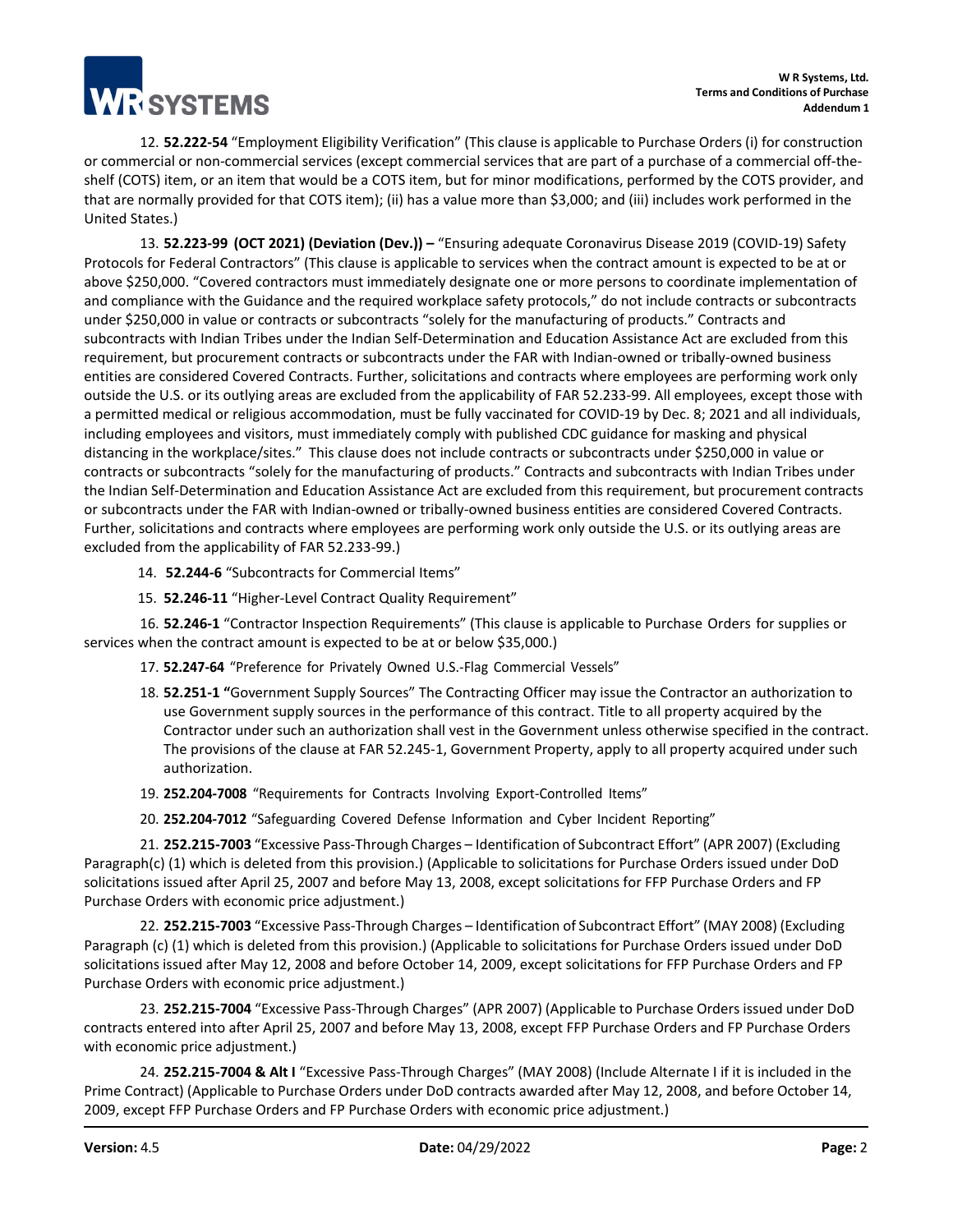12. **52.222-54** "Employment Eligibility Verification" (This clause is applicable to Purchase Orders (i) for construction or commercial or non-commercial services (except commercial services that are part of a purchase of a commercial off-the-shelf (COTS) item, or an item that would be a COTS item, but for minor modifications, performed by the COTS provider, and that are normally provided for that COTS item); (ii) has a value more than $3,000; and (iii) includes work performed in the United States.)

13. **52.223-99 (OCT 2021) (Deviation (Dev.)) –** "Ensuring adequate Coronavirus Disease 2019 (COVID-19) Safety Protocols for Federal Contractors" (This clause is applicable to services when the contract amount is expected to be at or above $250,000. "Covered contractors must immediately designate one or more persons to coordinate implementation of and compliance with the Guidance and the required workplace safety protocols," do not include contracts or subcontracts under $250,000 in value or contracts or subcontracts "solely for the manufacturing of products." Contracts and subcontracts with Indian Tribes under the Indian Self-Determination and Education Assistance Act are excluded from this requirement, but procurement contracts or subcontracts under the FAR with Indian-owned or tribally-owned business entities are considered Covered Contracts. Further, solicitations and contracts where employees are performing work only outside the U.S. or its outlying areas are excluded from the applicability of FAR 52.233-99. All employees, except those with a permitted medical or religious accommodation, must be fully vaccinated for COVID-19 by Dec. 8; 2021 and all individuals, including employees and visitors, must immediately comply with published CDC guidance for masking and physical distancing in the workplace/sites." This clause does not include contracts or subcontracts under $250,000 in value or contracts or subcontracts "solely for the manufacturing of products." Contracts and subcontracts with Indian Tribes under the Indian Self-Determination and Education Assistance Act are excluded from this requirement, but procurement contracts or subcontracts under the FAR with Indian-owned or tribally-owned business entities are considered Covered Contracts. Further, solicitations and contracts where employees are performing work only outside the U.S. or its outlying areas are excluded from the applicability of FAR 52.233-99.)

14. **52.244-6** "Subcontracts for Commercial Items"

15. **52.246-11** "Higher-Level Contract Quality Requirement"

16. **52.246-1** "Contractor Inspection Requirements" (This clause is applicable to Purchase Orders for supplies or services when the contract amount is expected to be at or below $35,000.)

17. **52.247-64** "Preference for Privately Owned U.S.-Flag Commercial Vessels"

18. **52.251-1 "**Government Supply Sources" The Contracting Officer may issue the Contractor an authorization to use Government supply sources in the performance of this contract. Title to all property acquired by the Contractor under such an authorization shall vest in the Government unless otherwise specified in the contract. The provisions of the clause at FAR 52.245-1, Government Property, apply to all property acquired under such authorization.

19. **252.204-7008** "Requirements for Contracts Involving Export-Controlled Items"

20. **252.204-7012** "Safeguarding Covered Defense Information and Cyber Incident Reporting"

21. **252.215-7003** "Excessive Pass-Through Charges – Identification of Subcontract Effort" (APR 2007) (Excluding Paragraph(c) (1) which is deleted from this provision.) (Applicable to solicitations for Purchase Orders issued under DoD solicitations issued after April 25, 2007 and before May 13, 2008, except solicitations for FFP Purchase Orders and FP Purchase Orders with economic price adjustment.)

22. **252.215-7003** "Excessive Pass-Through Charges – Identification of Subcontract Effort" (MAY 2008) (Excluding Paragraph (c) (1) which is deleted from this provision.) (Applicable to solicitations for Purchase Orders issued under DoD solicitations issued after May 12, 2008 and before October 14, 2009, except solicitations for FFP Purchase Orders and FP Purchase Orders with economic price adjustment.)

23. **252.215-7004** "Excessive Pass-Through Charges" (APR 2007) (Applicable to Purchase Orders issued under DoD contracts entered into after April 25, 2007 and before May 13, 2008, except FFP Purchase Orders and FP Purchase Orders with economic price adjustment.)

24. **252.215-7004 & Alt I** "Excessive Pass-Through Charges" (MAY 2008) (Include Alternate I if it is included in the Prime Contract) (Applicable to Purchase Orders under DoD contracts awarded after May 12, 2008, and before October 14, 2009, except FFP Purchase Orders and FP Purchase Orders with economic price adjustment.)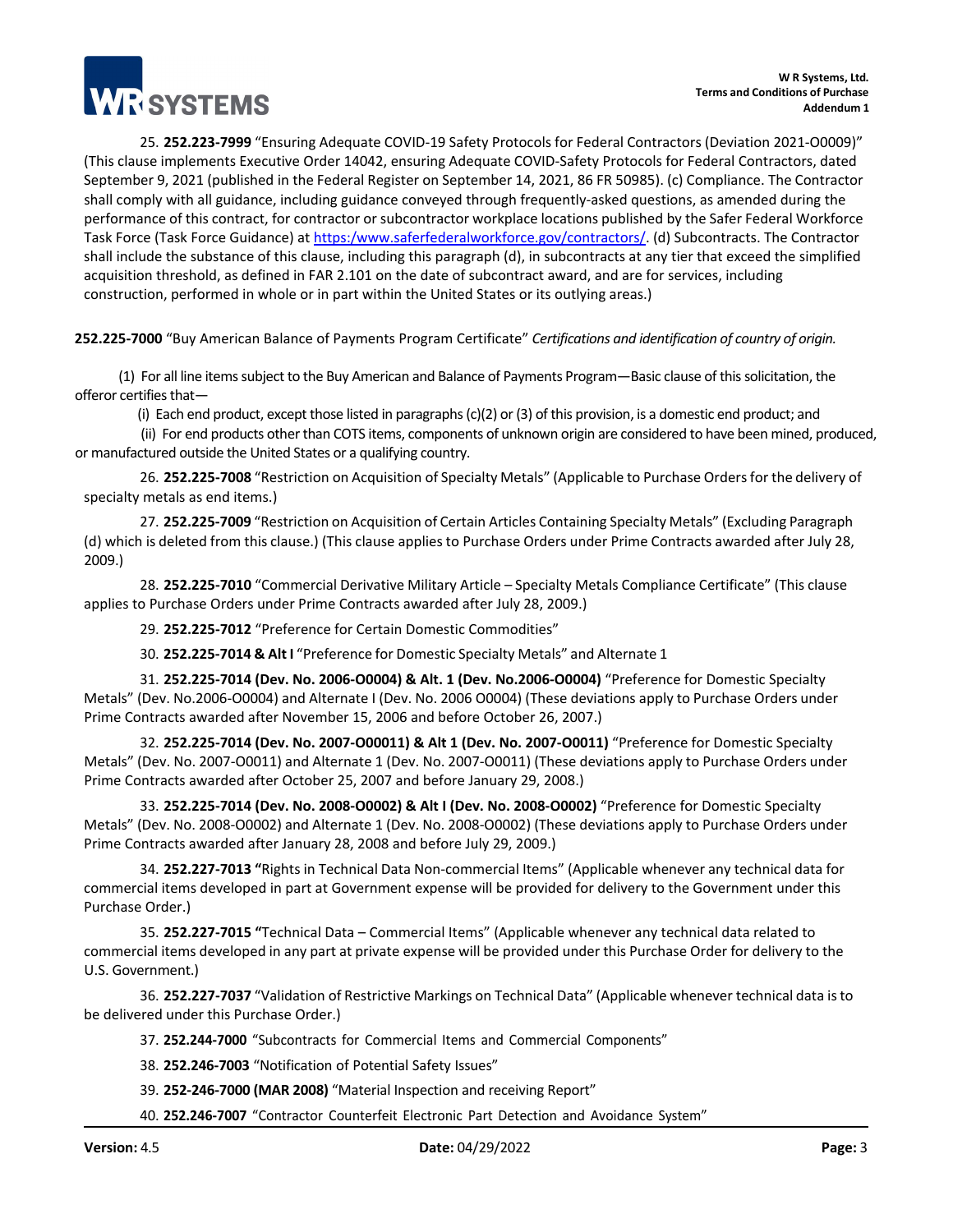25. **252.223-7999** "Ensuring Adequate COVID-19 Safety Protocols for Federal Contractors (Deviation 2021-O0009)" (This clause implements Executive Order 14042, ensuring Adequate COVID-Safety Protocols for Federal Contractors, dated September 9, 2021 (published in the Federal Register on September 14, 2021, 86 FR 50985). (c) Compliance. The Contractor shall comply with all guidance, including guidance conveyed through frequently-asked questions, as amended during the performance of this contract, for contractor or subcontractor workplace locations published by the Safer Federal Workforce Task Force (Task Force Guidance) at [https:/www.saferfederalworkforce.gov/contractors/](https:/www.saferfederalworkforce.gov/contractors/). (d) Subcontracts. The Contractor shall include the substance of this clause, including this paragraph (d), in subcontracts at any tier that exceed the simplified acquisition threshold, as defined in FAR 2.101 on the date of subcontract award, and are for services, including construction, performed in whole or in part within the United States or its outlying areas.)

**252.225-7000** "Buy American Balance of Payments Program Certificate" *Certifications and identification of country of origin.*

(1) For all line items subject to the Buy American and Balance of Payments Program—Basic clause of this solicitation, the offeror certifies that—

(i) Each end product, except those listed in paragraphs (c)(2) or (3) of this provision, is a domestic end product; and

(ii) For end products other than COTS items, components of unknown origin are considered to have been mined, produced, or manufactured outside the United States or a qualifying country.

26. **252.225-7008** "Restriction on Acquisition of Specialty Metals" (Applicable to Purchase Orders for the delivery of specialty metals as end items.)

27. **252.225-7009** "Restriction on Acquisition of Certain Articles Containing Specialty Metals" (Excluding Paragraph (d) which is deleted from this clause.) (This clause applies to Purchase Orders under Prime Contracts awarded after July 28, 2009.)

28. **252.225-7010** "Commercial Derivative Military Article – Specialty Metals Compliance Certificate" (This clause applies to Purchase Orders under Prime Contracts awarded after July 28, 2009.)

29. **252.225-7012** "Preference for Certain Domestic Commodities"

30. **252.225-7014 & Alt I** "Preference for Domestic Specialty Metals" and Alternate 1

31. **252.225-7014 (Dev. No. 2006-O0004) & Alt. 1 (Dev. No.2006-O0004)** "Preference for Domestic Specialty Metals" (Dev. No.2006-O0004) and Alternate I (Dev. No. 2006 O0004) (These deviations apply to Purchase Orders under Prime Contracts awarded after November 15, 2006 and before October 26, 2007.)

32. **252.225-7014 (Dev. No. 2007-O00011) & Alt 1 (Dev. No. 2007-O0011)** "Preference for Domestic Specialty Metals" (Dev. No. 2007-O0011) and Alternate 1 (Dev. No. 2007-O0011) (These deviations apply to Purchase Orders under Prime Contracts awarded after October 25, 2007 and before January 29, 2008.)

33. **252.225-7014 (Dev. No. 2008-O0002) & Alt I (Dev. No. 2008-O0002)** "Preference for Domestic Specialty Metals" (Dev. No. 2008-O0002) and Alternate 1 (Dev. No. 2008-O0002) (These deviations apply to Purchase Orders under Prime Contracts awarded after January 28, 2008 and before July 29, 2009.)

34. **252.227-7013 "**Rights in Technical Data Non-commercial Items" (Applicable whenever any technical data for commercial items developed in part at Government expense will be provided for delivery to the Government under this Purchase Order.)

35. **252.227-7015 "**Technical Data – Commercial Items" (Applicable whenever any technical data related to commercial items developed in any part at private expense will be provided under this Purchase Order for delivery to the U.S. Government.)

36. **252.227-7037** "Validation of Restrictive Markings on Technical Data" (Applicable whenever technical data is to be delivered under this Purchase Order.)

37. **252.244-7000** "Subcontracts for Commercial Items and Commercial Components"

38. **252.246-7003** "Notification of Potential Safety Issues"

39. **252-246-7000 (MAR 2008)** "Material Inspection and receiving Report"

40. **252.246-7007** "Contractor Counterfeit Electronic Part Detection and Avoidance System"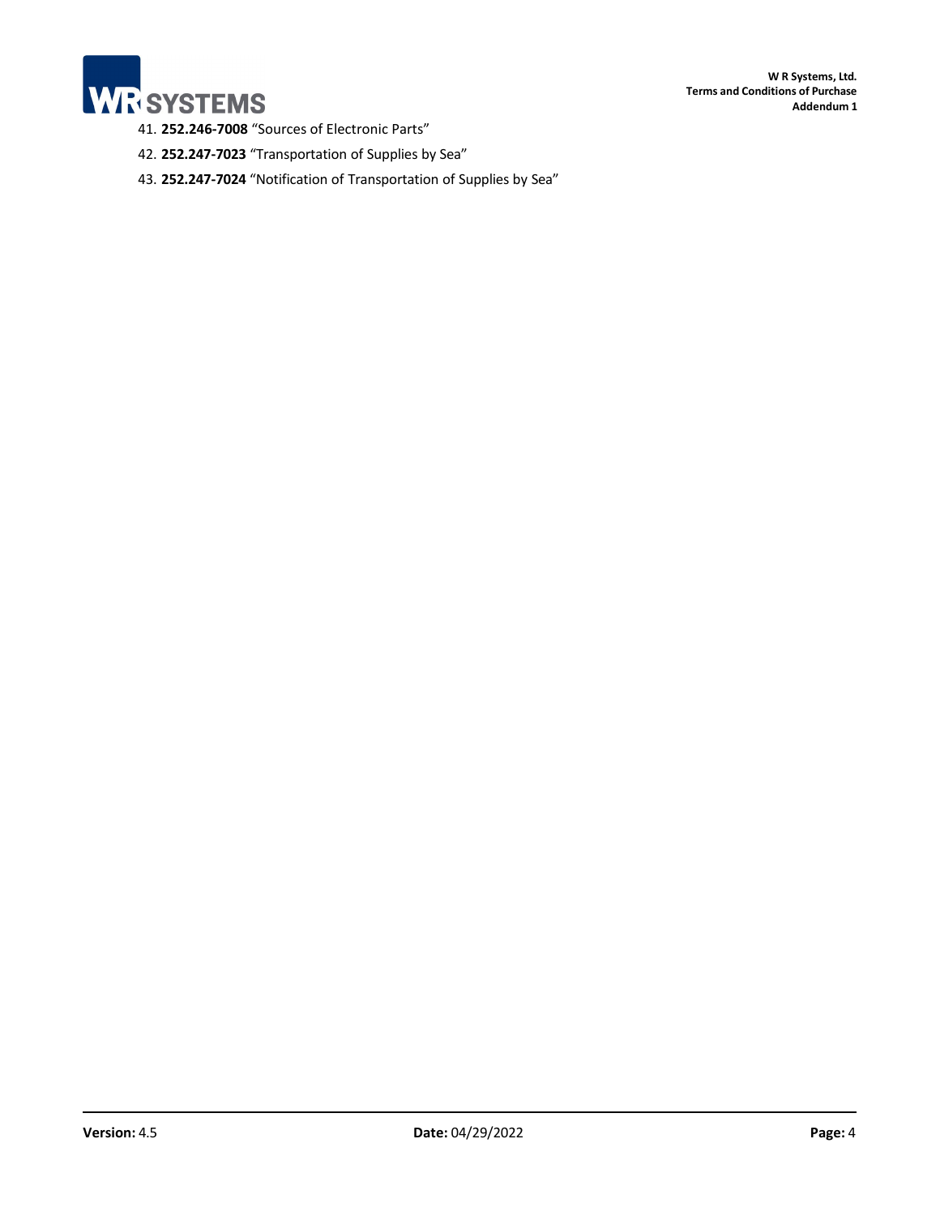41. **252.246-7008** “Sources of Electronic Parts”
42. **252.247-7023** “Transportation of Supplies by Sea”
43. **252.247-7024** “Notification of Transportation of Supplies by Sea”